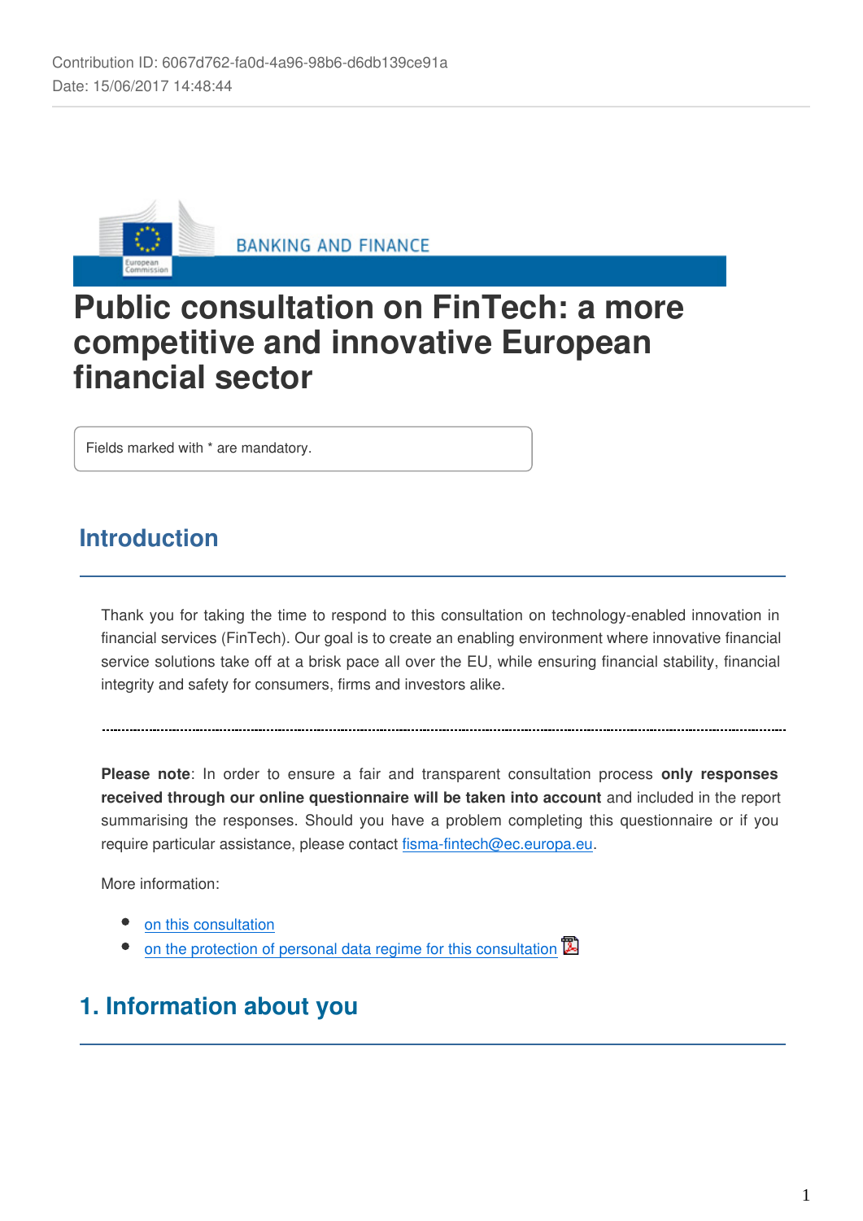Contribution ID: 6067d762-fa0d-4a96-98b6-d6db139ce91a
Date: 15/06/2017 14:48:44

BANKING AND FINANCE

# Public consultation on FinTech: a more competitive and innovative European financial sector

Fields marked with * are mandatory.

## Introduction

Thank you for taking the time to respond to this consultation on technology-enabled innovation in financial services (FinTech). Our goal is to create an enabling environment where innovative financial service solutions take off at a brisk pace all over the EU, while ensuring financial stability, financial integrity and safety for consumers, firms and investors alike.

---

**Please note**: In order to ensure a fair and transparent consultation process **only responses received through our online questionnaire will be taken into account** and included in the report summarising the responses. Should you have a problem completing this questionnaire or if you require particular assistance, please contact fisma-fintech@ec.europa.eu.

More information:

- on this consultation
- on the protection of personal data regime for this consultation

## 1. Information about you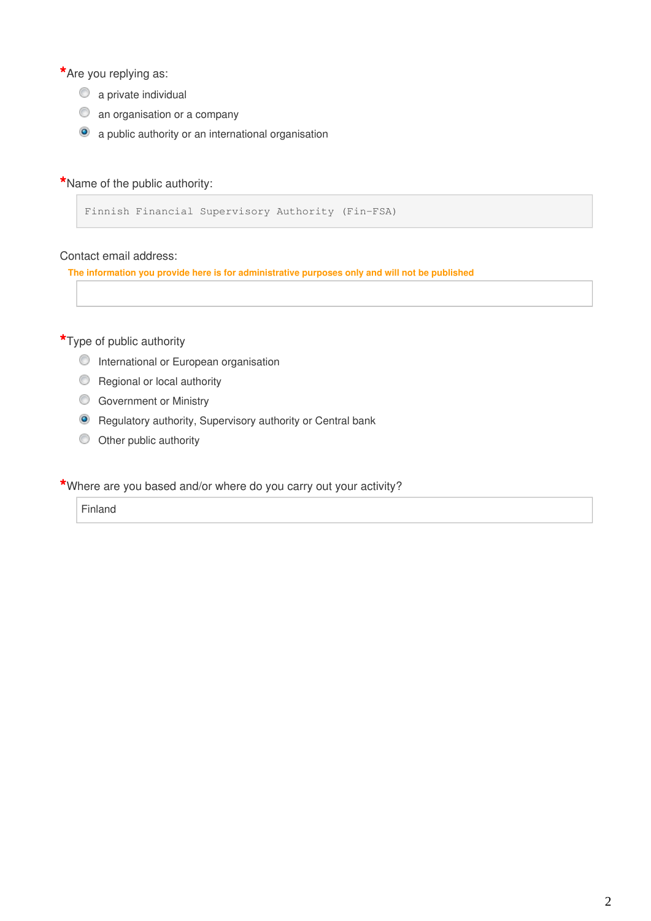*Are you replying as:

- ○ a private individual
- ○ an organisation or a company
- ◉ a public authority or an international organisation

*Name of the public authority:

Finnish Financial Supervisory Authority (Fin-FSA)

Contact email address:

**The information you provide here is for administrative purposes only and will not be published**

*Type of public authority

- ○ International or European organisation
- ○ Regional or local authority
- ○ Government or Ministry
- ◉ Regulatory authority, Supervisory authority or Central bank
- ○ Other public authority

*Where are you based and/or where do you carry out your activity?

Finland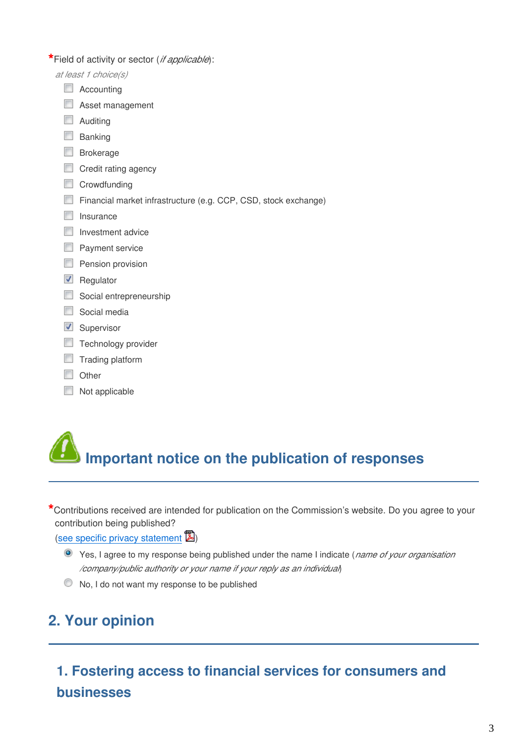*Field of activity or sector (*if applicable*):

*at least 1 choice(s)*

- [ ] Accounting
- [ ] Asset management
- [ ] Auditing
- [ ] Banking
- [ ] Brokerage
- [ ] Credit rating agency
- [ ] Crowdfunding
- [ ] Financial market infrastructure (e.g. CCP, CSD, stock exchange)
- [ ] Insurance
- [ ] Investment advice
- [ ] Payment service
- [ ] Pension provision
- [x] Regulator
- [ ] Social entrepreneurship
- [ ] Social media
- [x] Supervisor
- [ ] Technology provider
- [ ] Trading platform
- [ ] Other
- [ ] Not applicable

## Important notice on the publication of responses

*Contributions received are intended for publication on the Commission's website. Do you agree to your contribution being published?
(see specific privacy statement)

- (●) Yes, I agree to my response being published under the name I indicate (*name of your organisation /company/public authority or your name if your reply as an individual*)
- ( ) No, I do not want my response to be published

# 2. Your opinion

## 1. Fostering access to financial services for consumers and businesses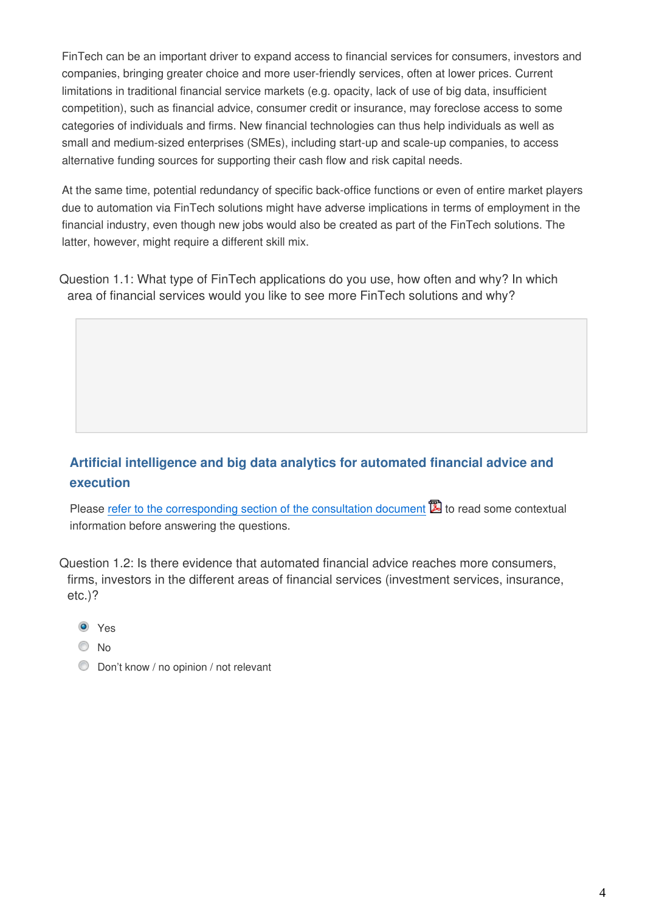FinTech can be an important driver to expand access to financial services for consumers, investors and companies, bringing greater choice and more user-friendly services, often at lower prices. Current limitations in traditional financial service markets (e.g. opacity, lack of use of big data, insufficient competition), such as financial advice, consumer credit or insurance, may foreclose access to some categories of individuals and firms. New financial technologies can thus help individuals as well as small and medium-sized enterprises (SMEs), including start-up and scale-up companies, to access alternative funding sources for supporting their cash flow and risk capital needs.

At the same time, potential redundancy of specific back-office functions or even of entire market players due to automation via FinTech solutions might have adverse implications in terms of employment in the financial industry, even though new jobs would also be created as part of the FinTech solutions. The latter, however, might require a different skill mix.

Question 1.1: What type of FinTech applications do you use, how often and why? In which area of financial services would you like to see more FinTech solutions and why?

### Artificial intelligence and big data analytics for automated financial advice and execution

Please refer to the corresponding section of the consultation document to read some contextual information before answering the questions.

Question 1.2: Is there evidence that automated financial advice reaches more consumers, firms, investors in the different areas of financial services (investment services, insurance, etc.)?

- [x] Yes
- [ ] No
- [ ] Don't know / no opinion / not relevant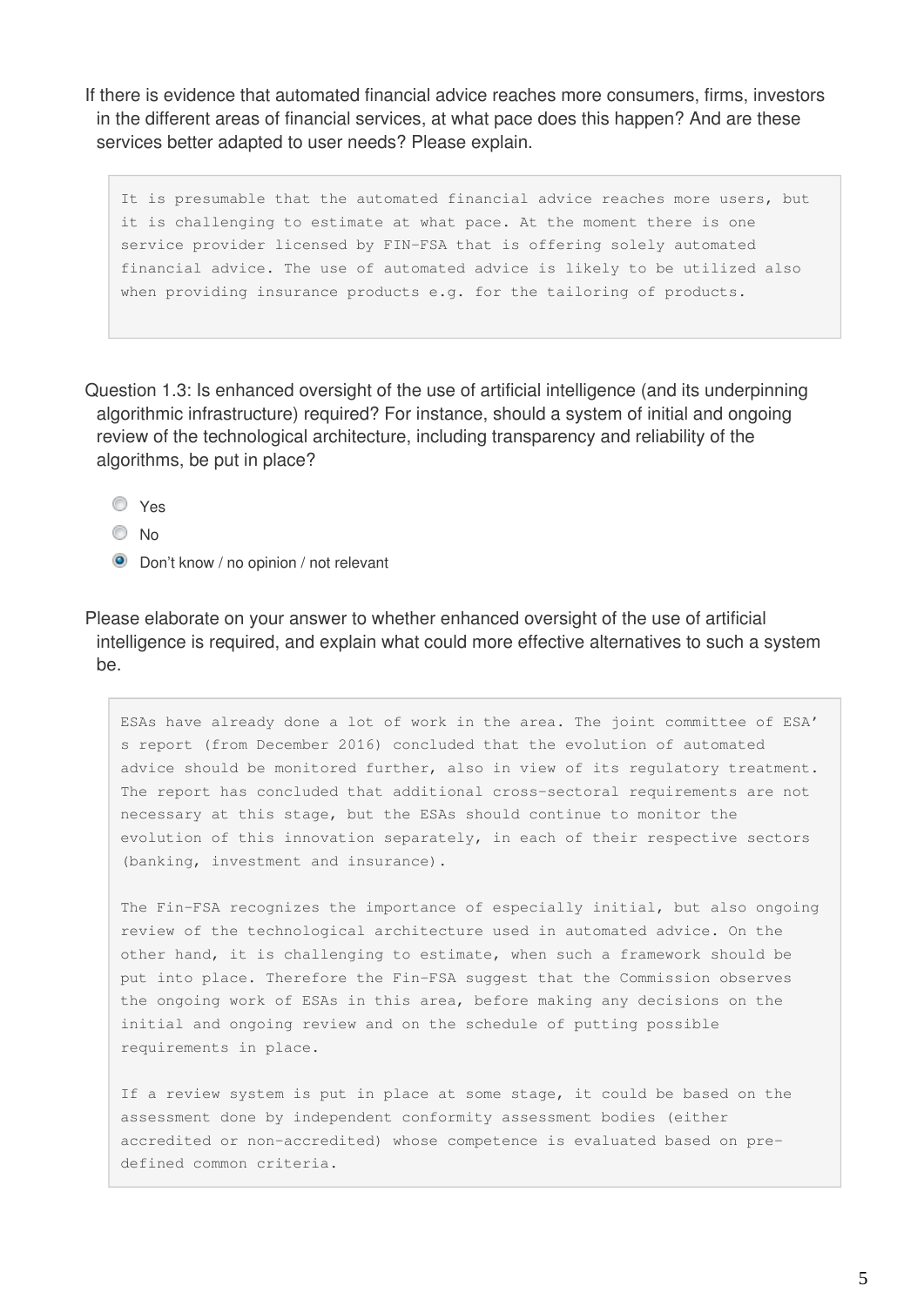If there is evidence that automated financial advice reaches more consumers, firms, investors in the different areas of financial services, at what pace does this happen? And are these services better adapted to user needs? Please explain.

> It is presumable that the automated financial advice reaches more users, but it is challenging to estimate at what pace. At the moment there is one service provider licensed by FIN-FSA that is offering solely automated financial advice. The use of automated advice is likely to be utilized also when providing insurance products e.g. for the tailoring of products.

Question 1.3: Is enhanced oversight of the use of artificial intelligence (and its underpinning algorithmic infrastructure) required? For instance, should a system of initial and ongoing review of the technological architecture, including transparency and reliability of the algorithms, be put in place?

- ○ Yes
- ○ No
- ● Don't know / no opinion / not relevant

Please elaborate on your answer to whether enhanced oversight of the use of artificial intelligence is required, and explain what could more effective alternatives to such a system be.

> ESAs have already done a lot of work in the area. The joint committee of ESA's report (from December 2016) concluded that the evolution of automated advice should be monitored further, also in view of its regulatory treatment. The report has concluded that additional cross-sectoral requirements are not necessary at this stage, but the ESAs should continue to monitor the evolution of this innovation separately, in each of their respective sectors (banking, investment and insurance).
>
> The Fin-FSA recognizes the importance of especially initial, but also ongoing review of the technological architecture used in automated advice. On the other hand, it is challenging to estimate, when such a framework should be put into place. Therefore the Fin-FSA suggest that the Commission observes the ongoing work of ESAs in this area, before making any decisions on the initial and ongoing review and on the schedule of putting possible requirements in place.
>
> If a review system is put in place at some stage, it could be based on the assessment done by independent conformity assessment bodies (either accredited or non-accredited) whose competence is evaluated based on pre-defined common criteria.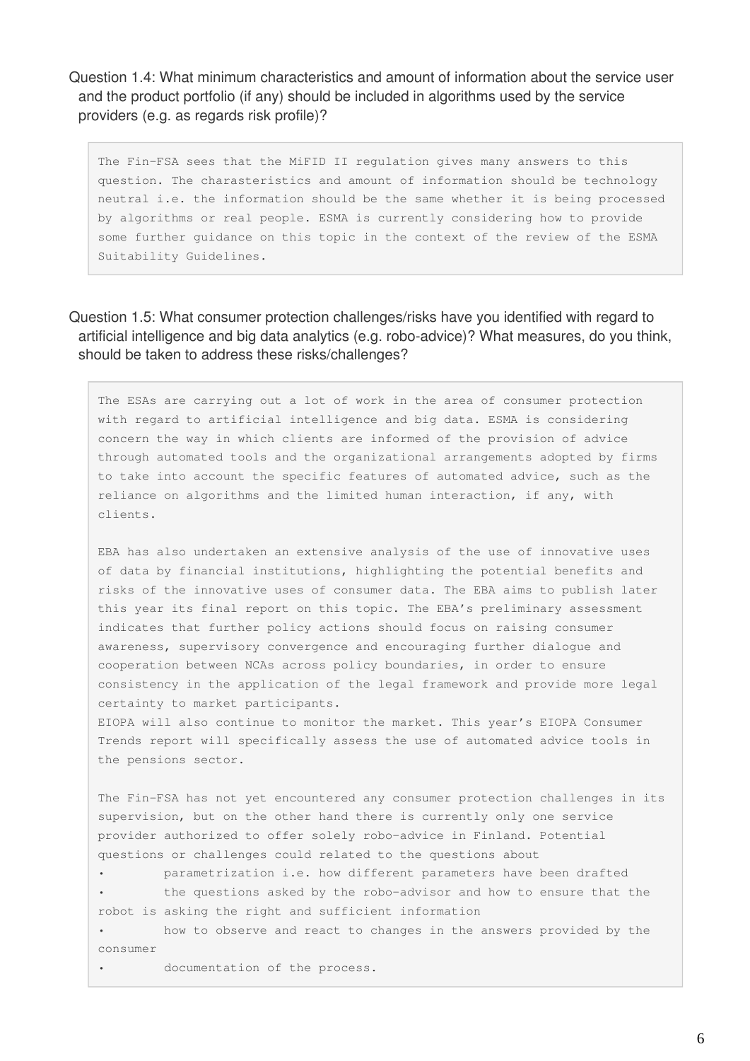Question 1.4: What minimum characteristics and amount of information about the service user and the product portfolio (if any) should be included in algorithms used by the service providers (e.g. as regards risk profile)?

> The Fin-FSA sees that the MiFID II regulation gives many answers to this question. The charasteristics and amount of information should be technology neutral i.e. the information should be the same whether it is being processed by algorithms or real people. ESMA is currently considering how to provide some further guidance on this topic in the context of the review of the ESMA Suitability Guidelines.

Question 1.5: What consumer protection challenges/risks have you identified with regard to artificial intelligence and big data analytics (e.g. robo-advice)? What measures, do you think, should be taken to address these risks/challenges?

> The ESAs are carrying out a lot of work in the area of consumer protection with regard to artificial intelligence and big data. ESMA is considering concern the way in which clients are informed of the provision of advice through automated tools and the organizational arrangements adopted by firms to take into account the specific features of automated advice, such as the reliance on algorithms and the limited human interaction, if any, with clients.
>
> EBA has also undertaken an extensive analysis of the use of innovative uses of data by financial institutions, highlighting the potential benefits and risks of the innovative uses of consumer data. The EBA aims to publish later this year its final report on this topic. The EBA's preliminary assessment indicates that further policy actions should focus on raising consumer awareness, supervisory convergence and encouraging further dialogue and cooperation between NCAs across policy boundaries, in order to ensure consistency in the application of the legal framework and provide more legal certainty to market participants.
> EIOPA will also continue to monitor the market. This year's EIOPA Consumer Trends report will specifically assess the use of automated advice tools in the pensions sector.
>
> The Fin-FSA has not yet encountered any consumer protection challenges in its supervision, but on the other hand there is currently only one service provider authorized to offer solely robo-advice in Finland. Potential questions or challenges could related to the questions about
> - parametrization i.e. how different parameters have been drafted
> - the questions asked by the robo-advisor and how to ensure that the robot is asking the right and sufficient information
> - how to observe and react to changes in the answers provided by the consumer
> - documentation of the process.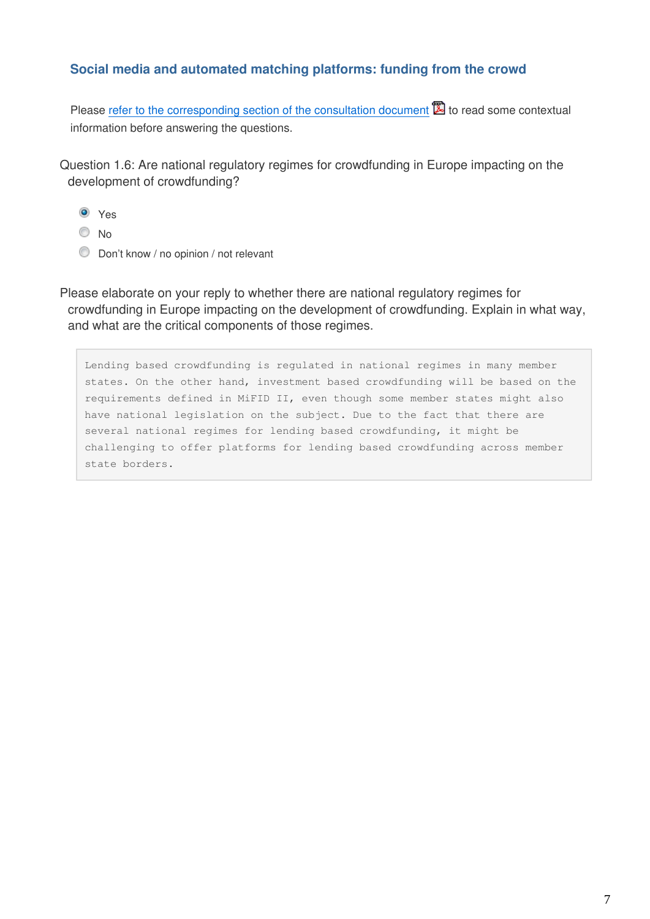### Social media and automated matching platforms: funding from the crowd

Please refer to the corresponding section of the consultation document to read some contextual information before answering the questions.

Question 1.6: Are national regulatory regimes for crowdfunding in Europe impacting on the development of crowdfunding?

- (x) Yes
- ( ) No
- ( ) Don't know / no opinion / not relevant

Please elaborate on your reply to whether there are national regulatory regimes for crowdfunding in Europe impacting on the development of crowdfunding. Explain in what way, and what are the critical components of those regimes.

> Lending based crowdfunding is regulated in national regimes in many member states. On the other hand, investment based crowdfunding will be based on the requirements defined in MiFID II, even though some member states might also have national legislation on the subject. Due to the fact that there are several national regimes for lending based crowdfunding, it might be challenging to offer platforms for lending based crowdfunding across member state borders.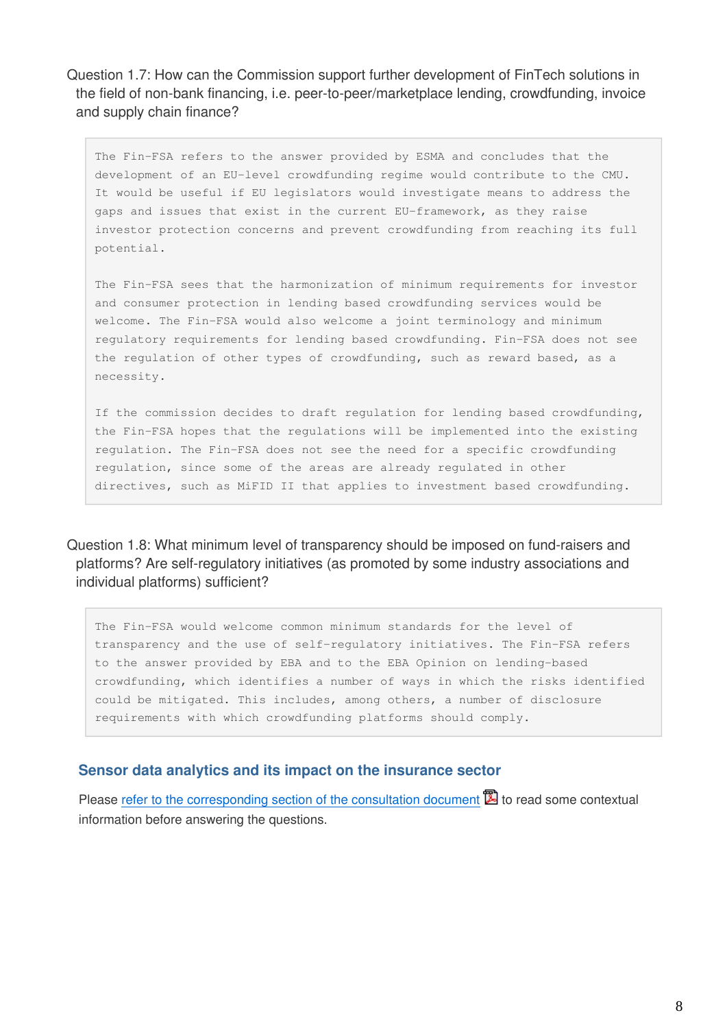Question 1.7: How can the Commission support further development of FinTech solutions in the field of non-bank financing, i.e. peer-to-peer/marketplace lending, crowdfunding, invoice and supply chain finance?

> The Fin-FSA refers to the answer provided by ESMA and concludes that the development of an EU-level crowdfunding regime would contribute to the CMU. It would be useful if EU legislators would investigate means to address the gaps and issues that exist in the current EU-framework, as they raise investor protection concerns and prevent crowdfunding from reaching its full potential.
>
> The Fin-FSA sees that the harmonization of minimum requirements for investor and consumer protection in lending based crowdfunding services would be welcome. The Fin-FSA would also welcome a joint terminology and minimum regulatory requirements for lending based crowdfunding. Fin-FSA does not see the regulation of other types of crowdfunding, such as reward based, as a necessity.
>
> If the commission decides to draft regulation for lending based crowdfunding, the Fin-FSA hopes that the regulations will be implemented into the existing regulation. The Fin-FSA does not see the need for a specific crowdfunding regulation, since some of the areas are already regulated in other directives, such as MiFID II that applies to investment based crowdfunding.

Question 1.8: What minimum level of transparency should be imposed on fund-raisers and platforms? Are self-regulatory initiatives (as promoted by some industry associations and individual platforms) sufficient?

> The Fin-FSA would welcome common minimum standards for the level of transparency and the use of self-regulatory initiatives. The Fin-FSA refers to the answer provided by EBA and to the EBA Opinion on lending-based crowdfunding, which identifies a number of ways in which the risks identified could be mitigated. This includes, among others, a number of disclosure requirements with which crowdfunding platforms should comply.

### Sensor data analytics and its impact on the insurance sector

Please refer to the corresponding section of the consultation document to read some contextual information before answering the questions.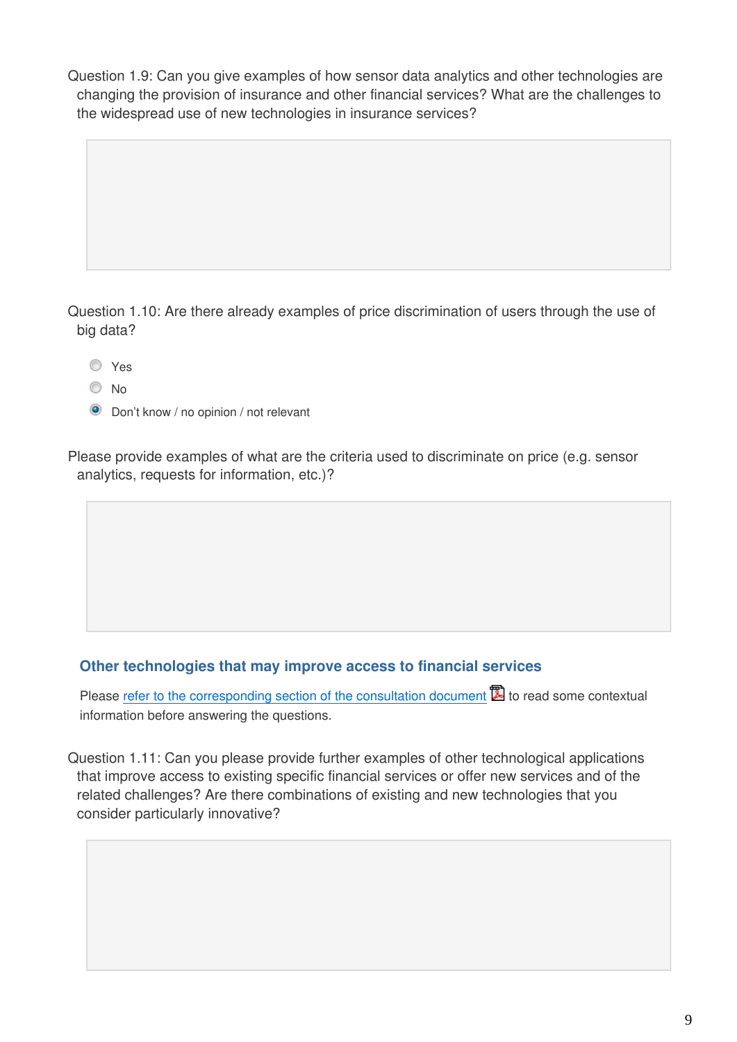Question 1.9: Can you give examples of how sensor data analytics and other technologies are changing the provision of insurance and other financial services? What are the challenges to the widespread use of new technologies in insurance services?

Question 1.10: Are there already examples of price discrimination of users through the use of big data?

- ○ Yes
- ○ No
- ◉ Don't know / no opinion / not relevant

Please provide examples of what are the criteria used to discriminate on price (e.g. sensor analytics, requests for information, etc.)?

### Other technologies that may improve access to financial services

Please refer to the corresponding section of the consultation document to read some contextual information before answering the questions.

Question 1.11: Can you please provide further examples of other technological applications that improve access to existing specific financial services or offer new services and of the related challenges? Are there combinations of existing and new technologies that you consider particularly innovative?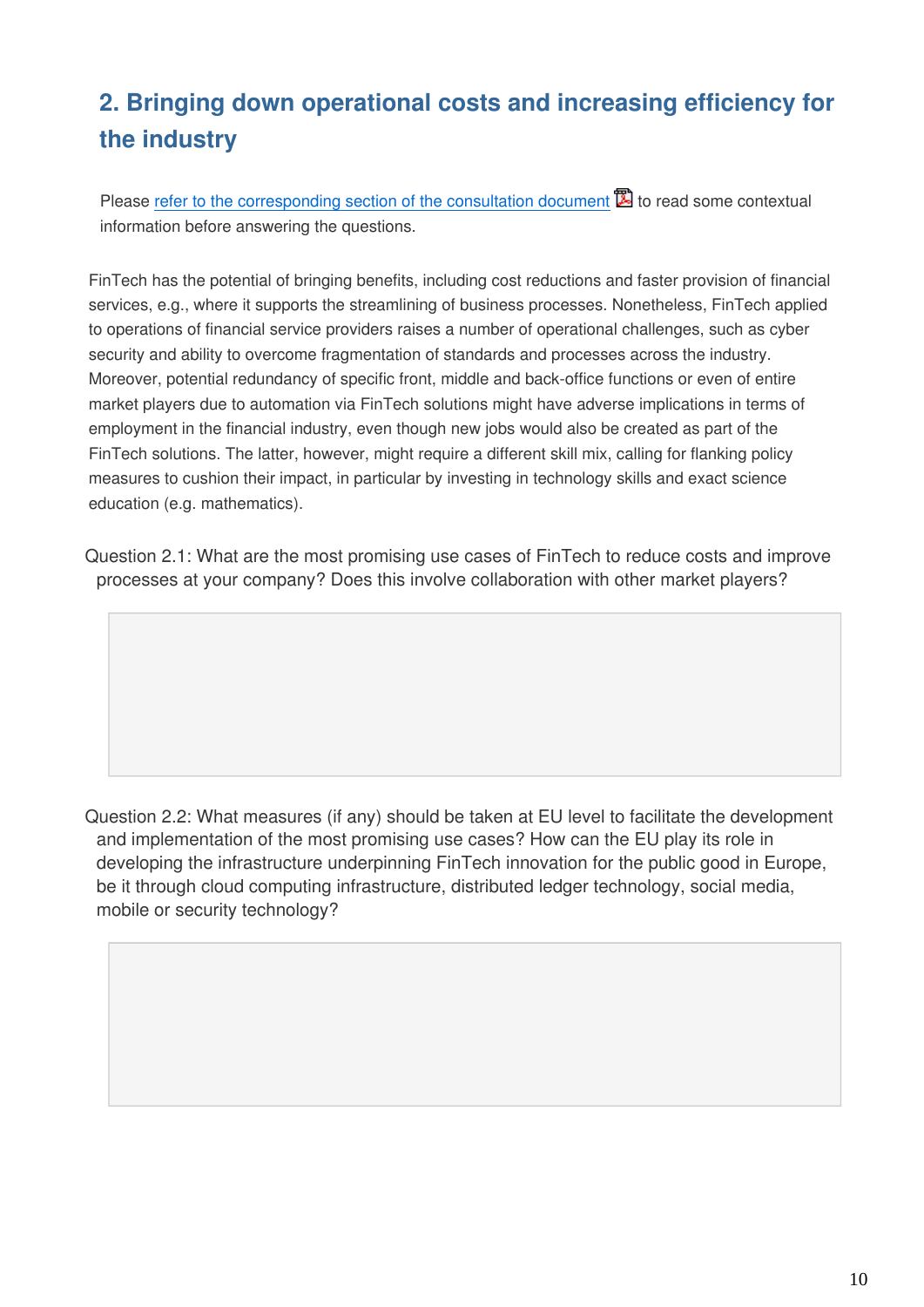## 2. Bringing down operational costs and increasing efficiency for the industry

Please refer to the corresponding section of the consultation document to read some contextual information before answering the questions.

FinTech has the potential of bringing benefits, including cost reductions and faster provision of financial services, e.g., where it supports the streamlining of business processes. Nonetheless, FinTech applied to operations of financial service providers raises a number of operational challenges, such as cyber security and ability to overcome fragmentation of standards and processes across the industry. Moreover, potential redundancy of specific front, middle and back-office functions or even of entire market players due to automation via FinTech solutions might have adverse implications in terms of employment in the financial industry, even though new jobs would also be created as part of the FinTech solutions. The latter, however, might require a different skill mix, calling for flanking policy measures to cushion their impact, in particular by investing in technology skills and exact science education (e.g. mathematics).

Question 2.1: What are the most promising use cases of FinTech to reduce costs and improve processes at your company? Does this involve collaboration with other market players?

Question 2.2: What measures (if any) should be taken at EU level to facilitate the development and implementation of the most promising use cases? How can the EU play its role in developing the infrastructure underpinning FinTech innovation for the public good in Europe, be it through cloud computing infrastructure, distributed ledger technology, social media, mobile or security technology?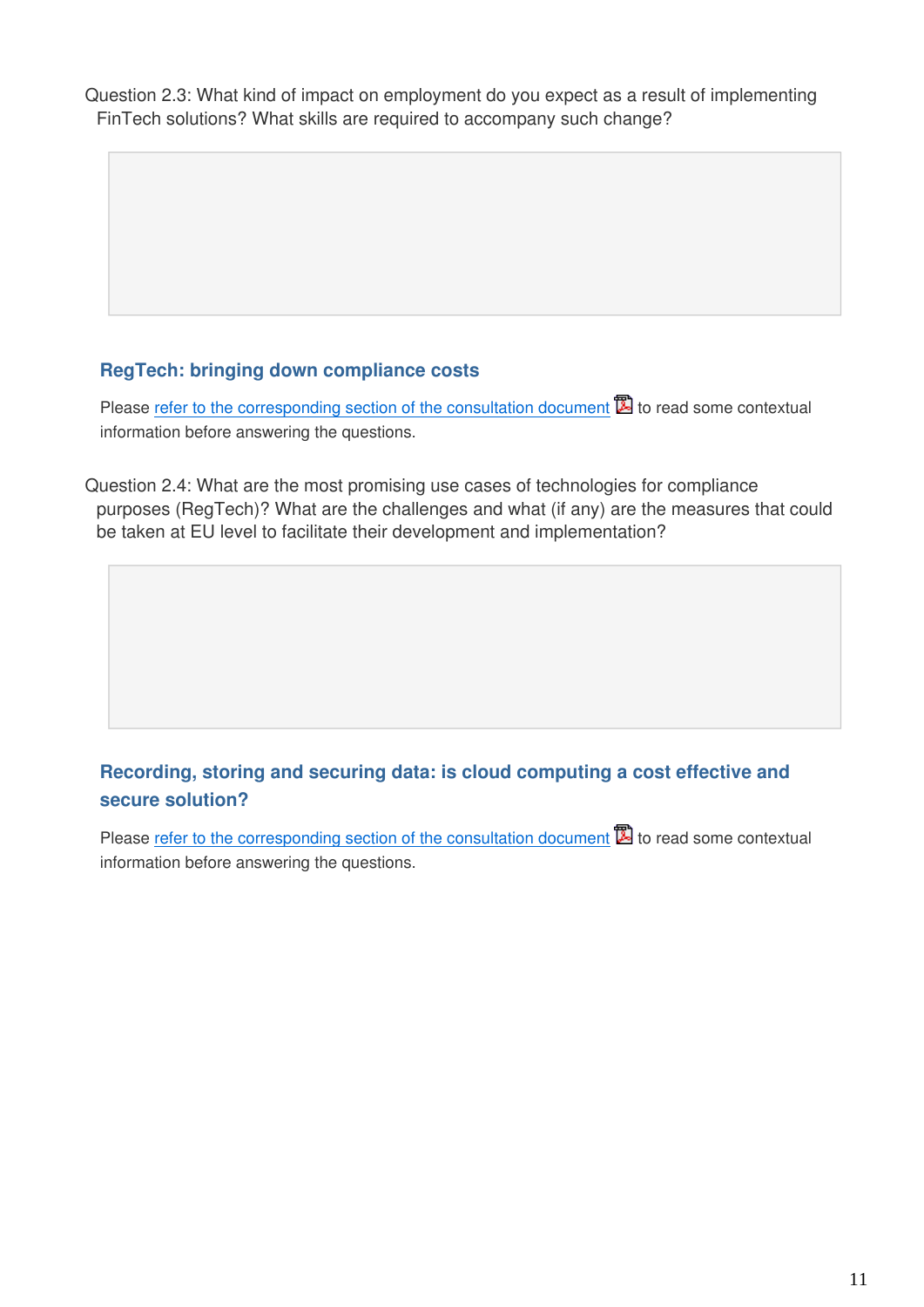Question 2.3: What kind of impact on employment do you expect as a result of implementing FinTech solutions? What skills are required to accompany such change?

### RegTech: bringing down compliance costs

Please refer to the corresponding section of the consultation document to read some contextual information before answering the questions.

Question 2.4: What are the most promising use cases of technologies for compliance purposes (RegTech)? What are the challenges and what (if any) are the measures that could be taken at EU level to facilitate their development and implementation?

### Recording, storing and securing data: is cloud computing a cost effective and secure solution?

Please refer to the corresponding section of the consultation document to read some contextual information before answering the questions.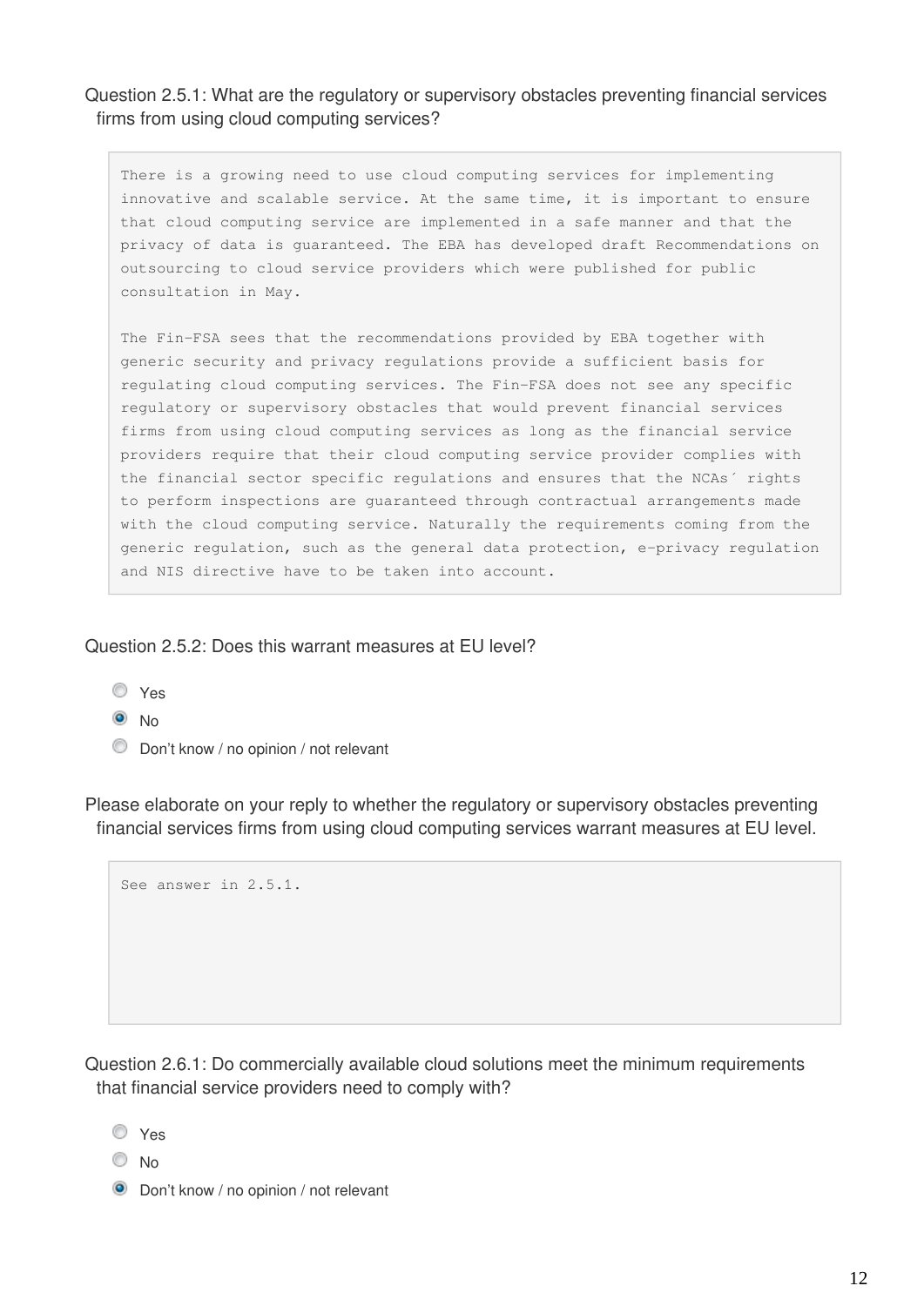Question 2.5.1: What are the regulatory or supervisory obstacles preventing financial services firms from using cloud computing services?

> There is a growing need to use cloud computing services for implementing innovative and scalable service. At the same time, it is important to ensure that cloud computing service are implemented in a safe manner and that the privacy of data is guaranteed. The EBA has developed draft Recommendations on outsourcing to cloud service providers which were published for public consultation in May.
>
> The Fin-FSA sees that the recommendations provided by EBA together with generic security and privacy regulations provide a sufficient basis for regulating cloud computing services. The Fin-FSA does not see any specific regulatory or supervisory obstacles that would prevent financial services firms from using cloud computing services as long as the financial service providers require that their cloud computing service provider complies with the financial sector specific regulations and ensures that the NCAs´ rights to perform inspections are guaranteed through contractual arrangements made with the cloud computing service. Naturally the requirements coming from the generic regulation, such as the general data protection, e-privacy regulation and NIS directive have to be taken into account.

Question 2.5.2: Does this warrant measures at EU level?

- ○ Yes
- ● No
- ○ Don't know / no opinion / not relevant

Please elaborate on your reply to whether the regulatory or supervisory obstacles preventing financial services firms from using cloud computing services warrant measures at EU level.

> See answer in 2.5.1.

Question 2.6.1: Do commercially available cloud solutions meet the minimum requirements that financial service providers need to comply with?

- ○ Yes
- ○ No
- ● Don't know / no opinion / not relevant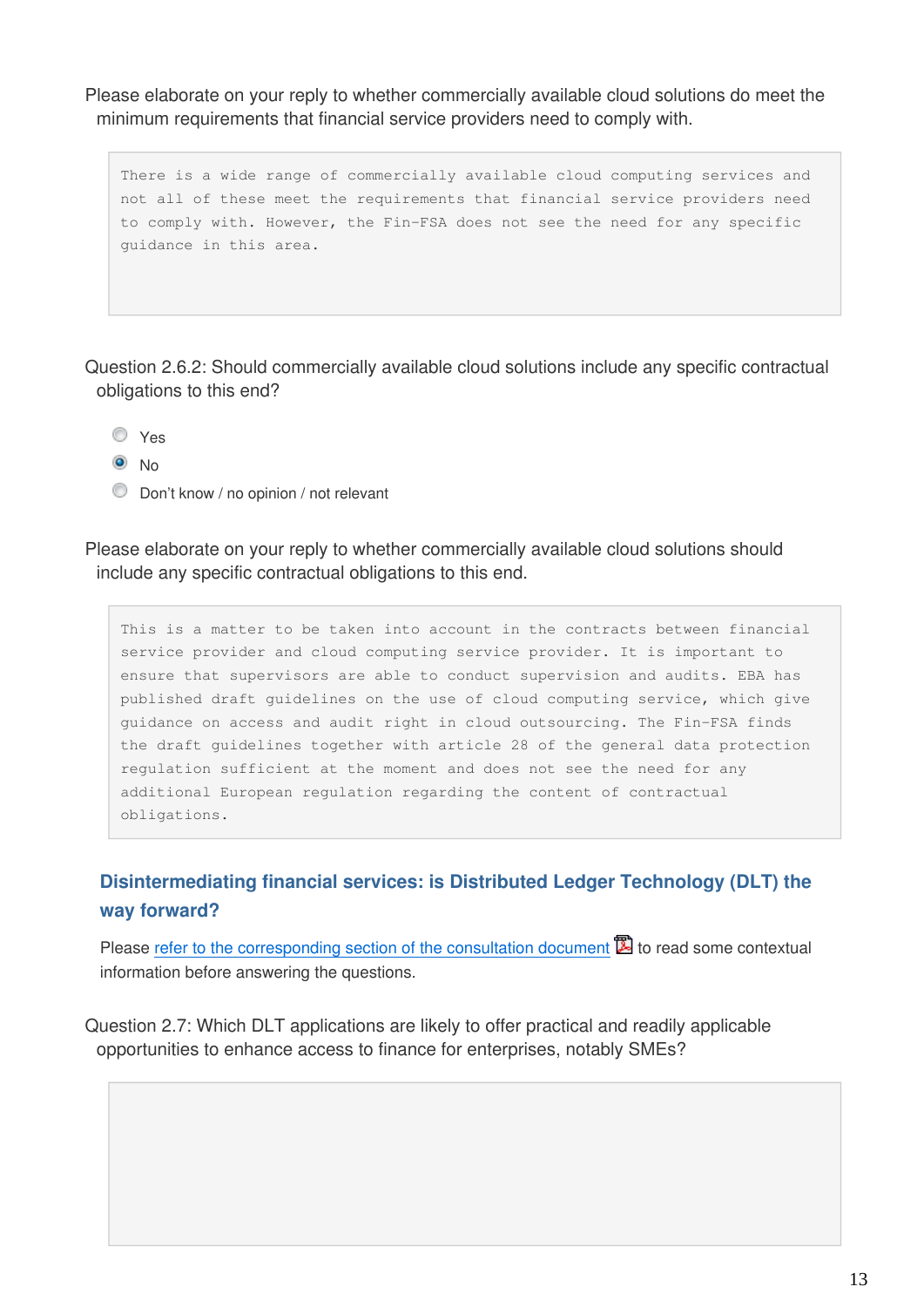Please elaborate on your reply to whether commercially available cloud solutions do meet the minimum requirements that financial service providers need to comply with.

```
There is a wide range of commercially available cloud computing services and
not all of these meet the requirements that financial service providers need
to comply with. However, the Fin-FSA does not see the need for any specific
guidance in this area.
```

Question 2.6.2: Should commercially available cloud solutions include any specific contractual obligations to this end?

- ○ Yes
- ◉ No
- ○ Don't know / no opinion / not relevant

Please elaborate on your reply to whether commercially available cloud solutions should include any specific contractual obligations to this end.

```
This is a matter to be taken into account in the contracts between financial
service provider and cloud computing service provider. It is important to
ensure that supervisors are able to conduct supervision and audits. EBA has
published draft guidelines on the use of cloud computing service, which give
guidance on access and audit right in cloud outsourcing. The Fin-FSA finds
the draft guidelines together with article 28 of the general data protection
regulation sufficient at the moment and does not see the need for any
additional European regulation regarding the content of contractual
obligations.
```

## Disintermediating financial services: is Distributed Ledger Technology (DLT) the way forward?

Please refer to the corresponding section of the consultation document to read some contextual information before answering the questions.

Question 2.7: Which DLT applications are likely to offer practical and readily applicable opportunities to enhance access to finance for enterprises, notably SMEs?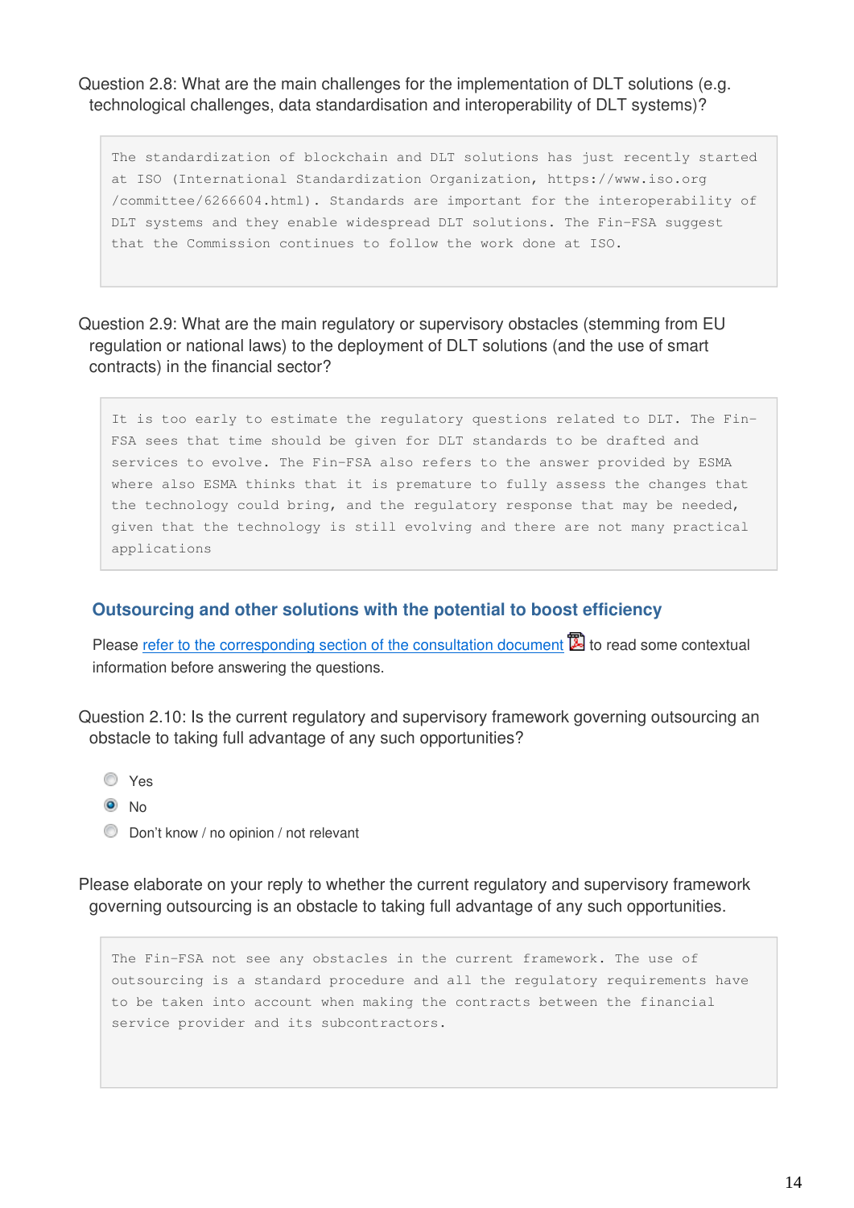Question 2.8: What are the main challenges for the implementation of DLT solutions (e.g. technological challenges, data standardisation and interoperability of DLT systems)?

> The standardization of blockchain and DLT solutions has just recently started at ISO (International Standardization Organization, https://www.iso.org/committee/6266604.html). Standards are important for the interoperability of DLT systems and they enable widespread DLT solutions. The Fin-FSA suggest that the Commission continues to follow the work done at ISO.

Question 2.9: What are the main regulatory or supervisory obstacles (stemming from EU regulation or national laws) to the deployment of DLT solutions (and the use of smart contracts) in the financial sector?

> It is too early to estimate the regulatory questions related to DLT. The Fin-FSA sees that time should be given for DLT standards to be drafted and services to evolve. The Fin-FSA also refers to the answer provided by ESMA where also ESMA thinks that it is premature to fully assess the changes that the technology could bring, and the regulatory response that may be needed, given that the technology is still evolving and there are not many practical applications

## Outsourcing and other solutions with the potential to boost efficiency

Please refer to the corresponding section of the consultation document to read some contextual information before answering the questions.

Question 2.10: Is the current regulatory and supervisory framework governing outsourcing an obstacle to taking full advantage of any such opportunities?

- ○ Yes
- ◉ No
- ○ Don't know / no opinion / not relevant

Please elaborate on your reply to whether the current regulatory and supervisory framework governing outsourcing is an obstacle to taking full advantage of any such opportunities.

> The Fin-FSA not see any obstacles in the current framework. The use of outsourcing is a standard procedure and all the regulatory requirements have to be taken into account when making the contracts between the financial service provider and its subcontractors.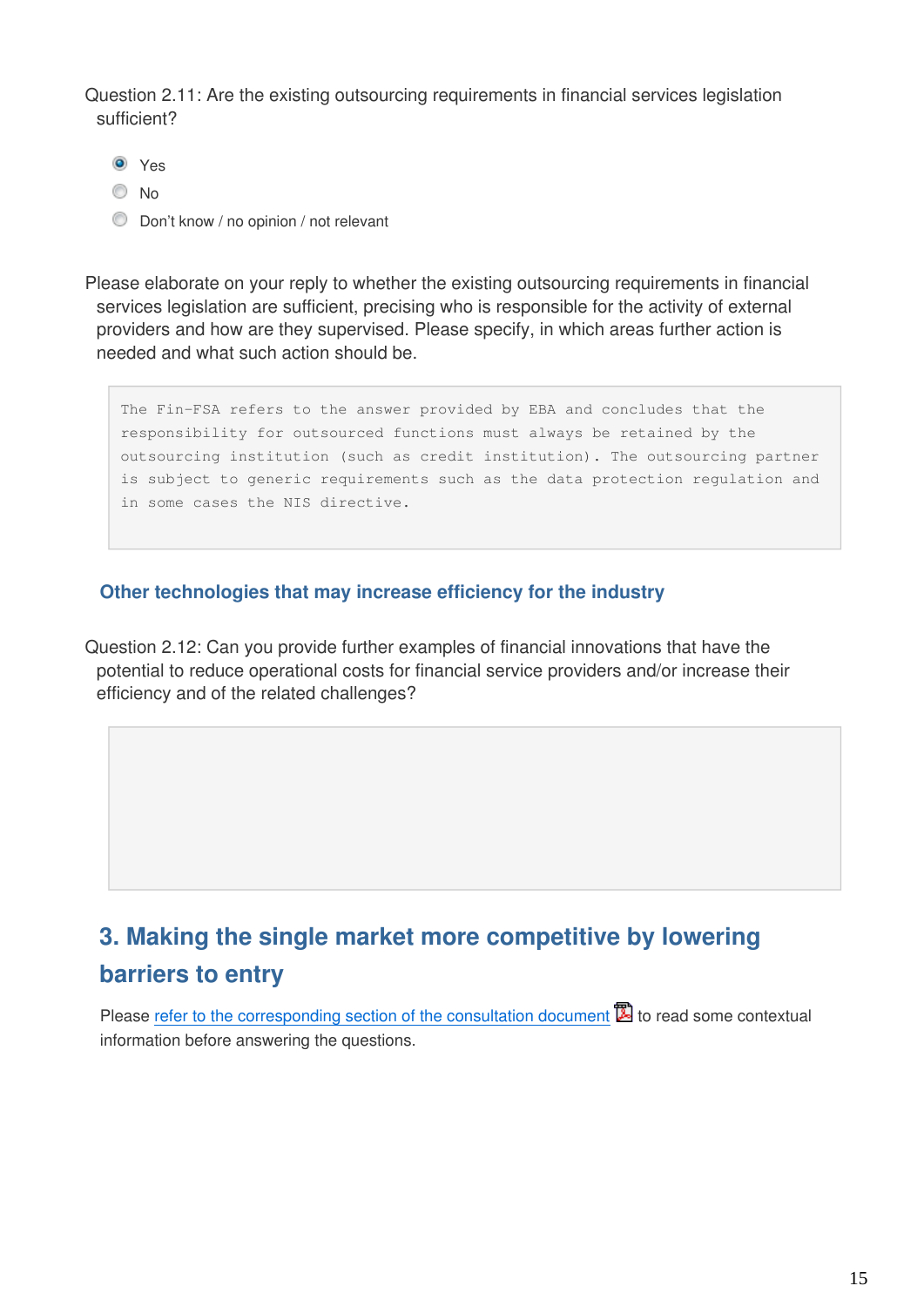Question 2.11: Are the existing outsourcing requirements in financial services legislation sufficient?

- (●) Yes
- ( ) No
- ( ) Don't know / no opinion / not relevant

Please elaborate on your reply to whether the existing outsourcing requirements in financial services legislation are sufficient, precising who is responsible for the activity of external providers and how are they supervised. Please specify, in which areas further action is needed and what such action should be.

```
The Fin-FSA refers to the answer provided by EBA and concludes that the
responsibility for outsourced functions must always be retained by the
outsourcing institution (such as credit institution). The outsourcing partner
is subject to generic requirements such as the data protection regulation and
in some cases the NIS directive.
```

### Other technologies that may increase efficiency for the industry

Question 2.12: Can you provide further examples of financial innovations that have the potential to reduce operational costs for financial service providers and/or increase their efficiency and of the related challenges?

## 3. Making the single market more competitive by lowering barriers to entry

Please refer to the corresponding section of the consultation document to read some contextual information before answering the questions.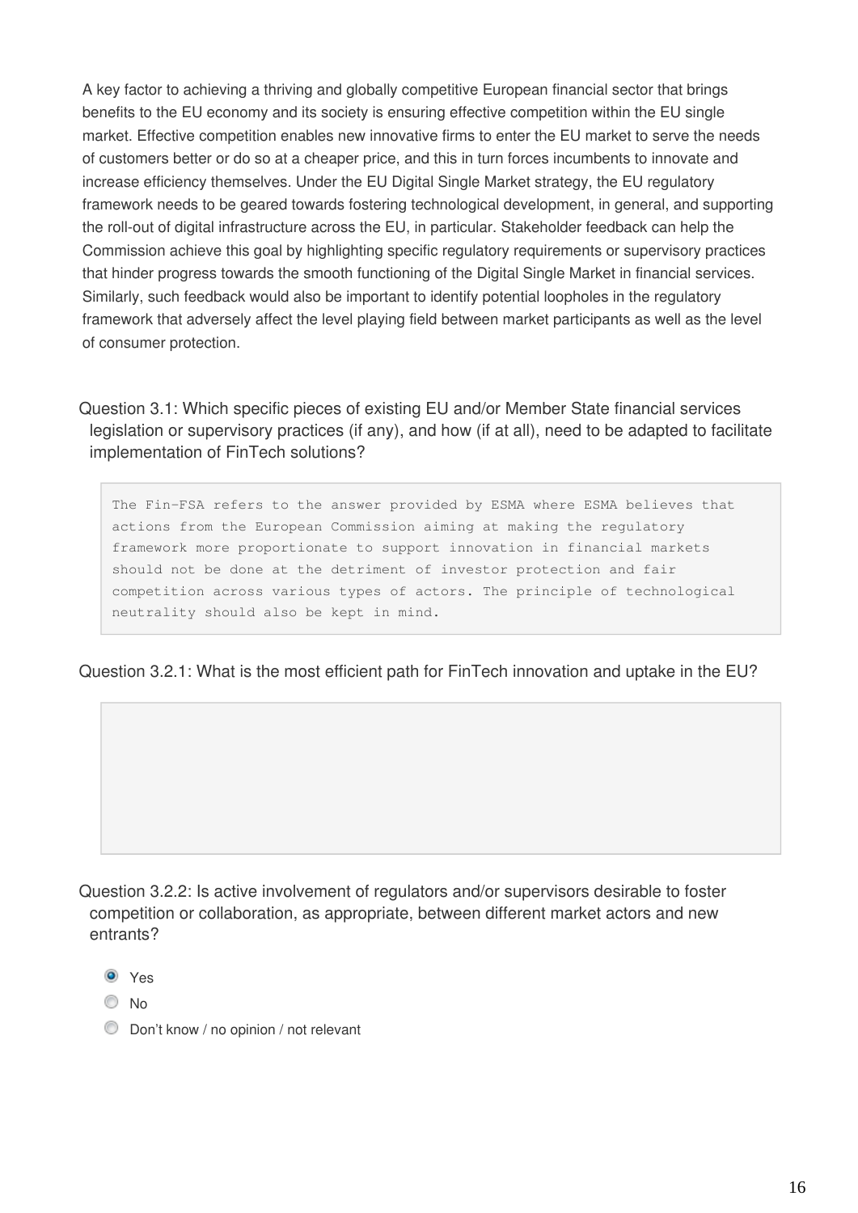A key factor to achieving a thriving and globally competitive European financial sector that brings benefits to the EU economy and its society is ensuring effective competition within the EU single market. Effective competition enables new innovative firms to enter the EU market to serve the needs of customers better or do so at a cheaper price, and this in turn forces incumbents to innovate and increase efficiency themselves. Under the EU Digital Single Market strategy, the EU regulatory framework needs to be geared towards fostering technological development, in general, and supporting the roll-out of digital infrastructure across the EU, in particular. Stakeholder feedback can help the Commission achieve this goal by highlighting specific regulatory requirements or supervisory practices that hinder progress towards the smooth functioning of the Digital Single Market in financial services. Similarly, such feedback would also be important to identify potential loopholes in the regulatory framework that adversely affect the level playing field between market participants as well as the level of consumer protection.

Question 3.1: Which specific pieces of existing EU and/or Member State financial services legislation or supervisory practices (if any), and how (if at all), need to be adapted to facilitate implementation of FinTech solutions?

```
The Fin-FSA refers to the answer provided by ESMA where ESMA believes that
actions from the European Commission aiming at making the regulatory
framework more proportionate to support innovation in financial markets
should not be done at the detriment of investor protection and fair
competition across various types of actors. The principle of technological
neutrality should also be kept in mind.
```

Question 3.2.1: What is the most efficient path for FinTech innovation and uptake in the EU?

Question 3.2.2: Is active involvement of regulators and/or supervisors desirable to foster competition or collaboration, as appropriate, between different market actors and new entrants?

- [x] Yes
- [ ] No
- [ ] Don't know / no opinion / not relevant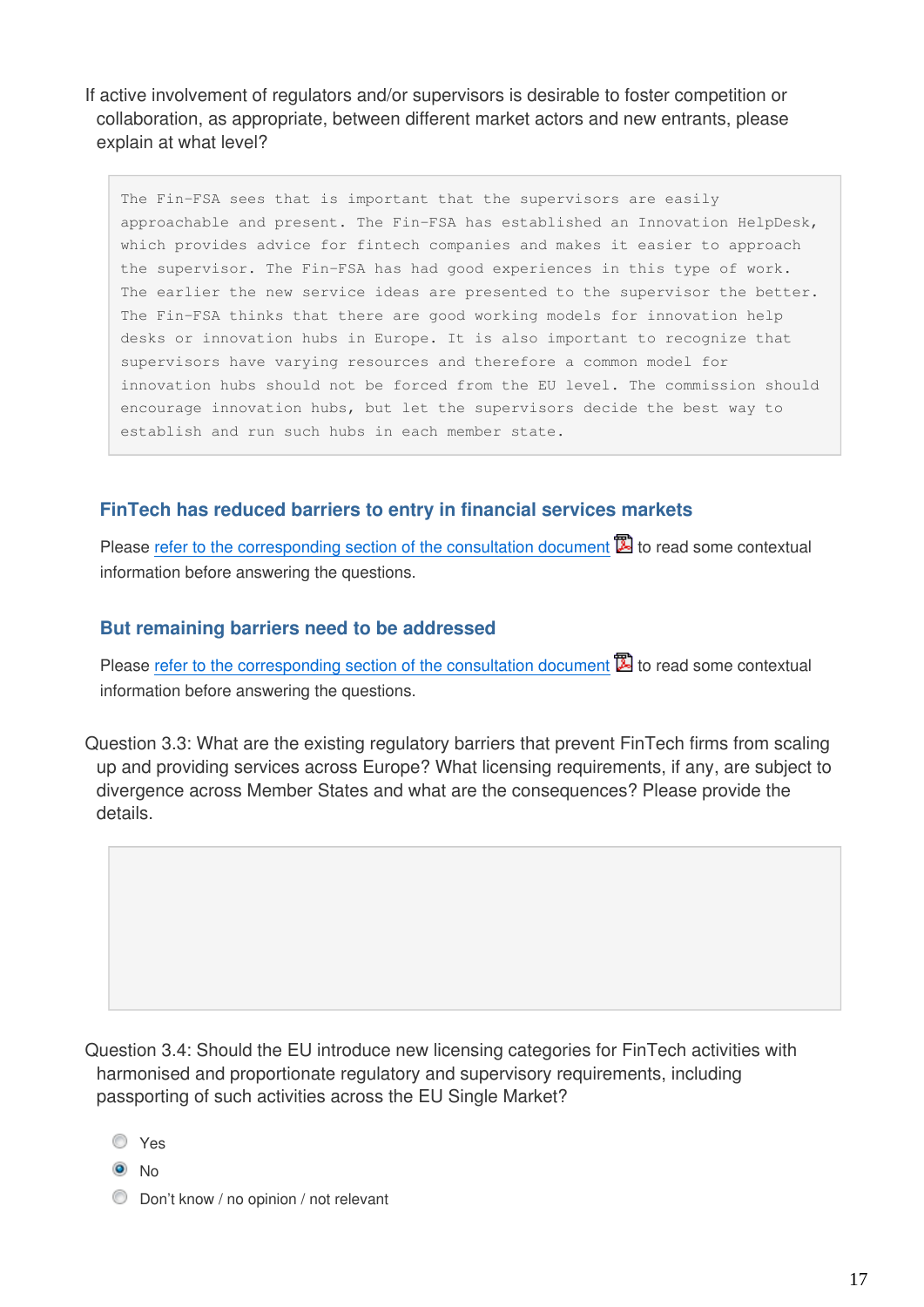If active involvement of regulators and/or supervisors is desirable to foster competition or collaboration, as appropriate, between different market actors and new entrants, please explain at what level?

```
The Fin-FSA sees that is important that the supervisors are easily approachable and present. The Fin-FSA has established an Innovation HelpDesk, which provides advice for fintech companies and makes it easier to approach the supervisor. The Fin-FSA has had good experiences in this type of work. The earlier the new service ideas are presented to the supervisor the better. The Fin-FSA thinks that there are good working models for innovation help desks or innovation hubs in Europe. It is also important to recognize that supervisors have varying resources and therefore a common model for innovation hubs should not be forced from the EU level. The commission should encourage innovation hubs, but let the supervisors decide the best way to establish and run such hubs in each member state.
```

### FinTech has reduced barriers to entry in financial services markets

Please refer to the corresponding section of the consultation document to read some contextual information before answering the questions.

### But remaining barriers need to be addressed

Please refer to the corresponding section of the consultation document to read some contextual information before answering the questions.

Question 3.3: What are the existing regulatory barriers that prevent FinTech firms from scaling up and providing services across Europe? What licensing requirements, if any, are subject to divergence across Member States and what are the consequences? Please provide the details.

Question 3.4: Should the EU introduce new licensing categories for FinTech activities with harmonised and proportionate regulatory and supervisory requirements, including passporting of such activities across the EU Single Market?

- ○ Yes
- ● No
- ○ Don't know / no opinion / not relevant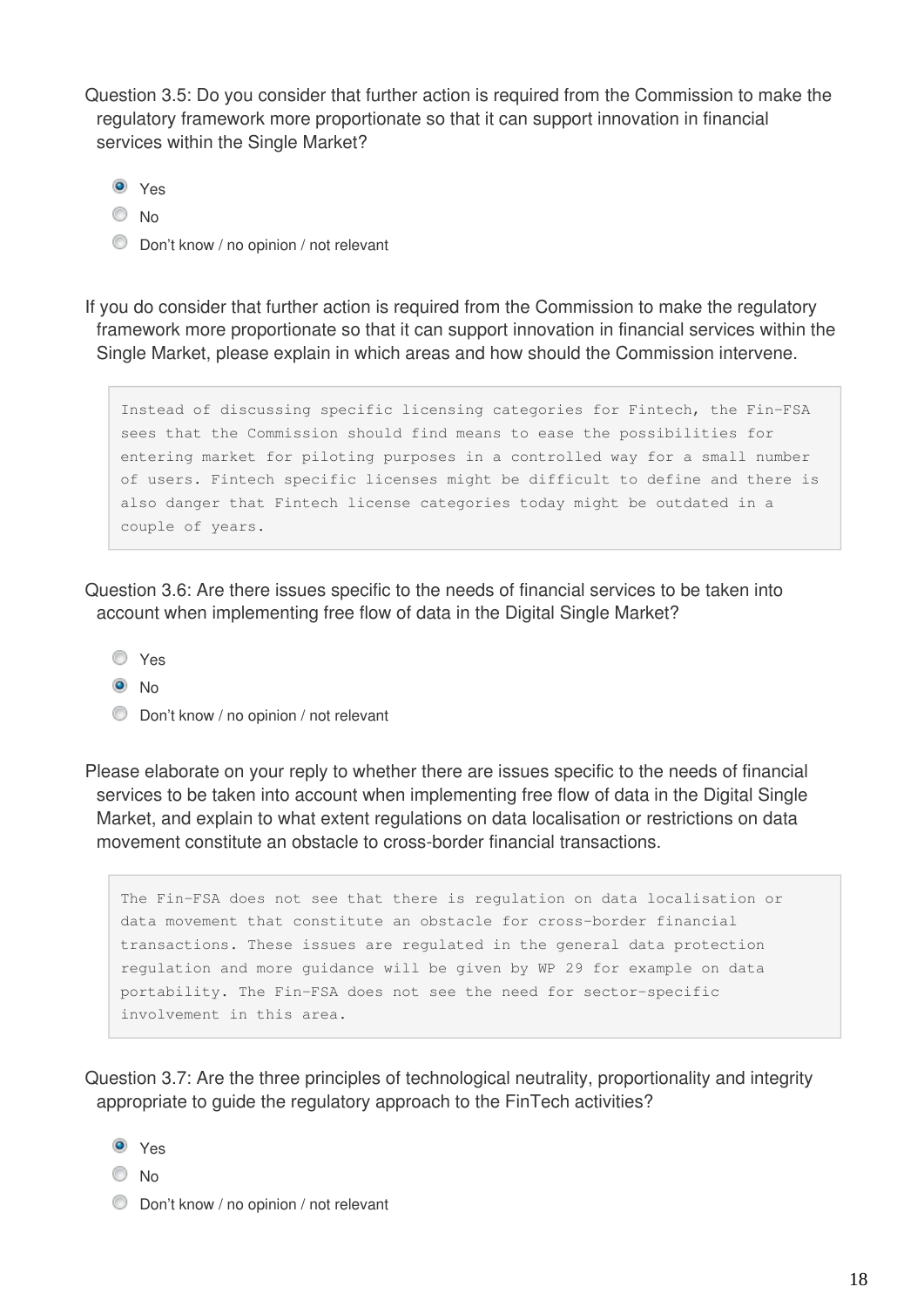Question 3.5: Do you consider that further action is required from the Commission to make the regulatory framework more proportionate so that it can support innovation in financial services within the Single Market?

- ◉ Yes
- ○ No
- ○ Don't know / no opinion / not relevant

If you do consider that further action is required from the Commission to make the regulatory framework more proportionate so that it can support innovation in financial services within the Single Market, please explain in which areas and how should the Commission intervene.

> Instead of discussing specific licensing categories for Fintech, the Fin-FSA sees that the Commission should find means to ease the possibilities for entering market for piloting purposes in a controlled way for a small number of users. Fintech specific licenses might be difficult to define and there is also danger that Fintech license categories today might be outdated in a couple of years.

Question 3.6: Are there issues specific to the needs of financial services to be taken into account when implementing free flow of data in the Digital Single Market?

- ○ Yes
- ◉ No
- ○ Don't know / no opinion / not relevant

Please elaborate on your reply to whether there are issues specific to the needs of financial services to be taken into account when implementing free flow of data in the Digital Single Market, and explain to what extent regulations on data localisation or restrictions on data movement constitute an obstacle to cross-border financial transactions.

> The Fin-FSA does not see that there is regulation on data localisation or data movement that constitute an obstacle for cross-border financial transactions. These issues are regulated in the general data protection regulation and more guidance will be given by WP 29 for example on data portability. The Fin-FSA does not see the need for sector-specific involvement in this area.

Question 3.7: Are the three principles of technological neutrality, proportionality and integrity appropriate to guide the regulatory approach to the FinTech activities?

- ◉ Yes
- ○ No
- ○ Don't know / no opinion / not relevant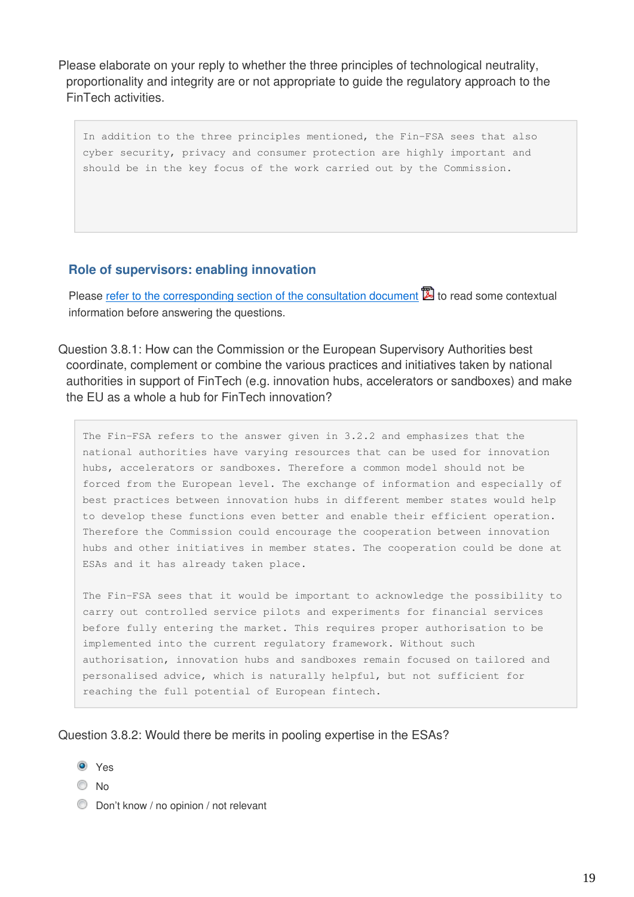Please elaborate on your reply to whether the three principles of technological neutrality, proportionality and integrity are or not appropriate to guide the regulatory approach to the FinTech activities.

```
In addition to the three principles mentioned, the Fin-FSA sees that also cyber security, privacy and consumer protection are highly important and should be in the key focus of the work carried out by the Commission.
```

### Role of supervisors: enabling innovation

Please refer to the corresponding section of the consultation document to read some contextual information before answering the questions.

Question 3.8.1: How can the Commission or the European Supervisory Authorities best coordinate, complement or combine the various practices and initiatives taken by national authorities in support of FinTech (e.g. innovation hubs, accelerators or sandboxes) and make the EU as a whole a hub for FinTech innovation?

```
The Fin-FSA refers to the answer given in 3.2.2 and emphasizes that the national authorities have varying resources that can be used for innovation hubs, accelerators or sandboxes. Therefore a common model should not be forced from the European level. The exchange of information and especially of best practices between innovation hubs in different member states would help to develop these functions even better and enable their efficient operation. Therefore the Commission could encourage the cooperation between innovation hubs and other initiatives in member states. The cooperation could be done at ESAs and it has already taken place.

The Fin-FSA sees that it would be important to acknowledge the possibility to carry out controlled service pilots and experiments for financial services before fully entering the market. This requires proper authorisation to be implemented into the current regulatory framework. Without such authorisation, innovation hubs and sandboxes remain focused on tailored and personalised advice, which is naturally helpful, but not sufficient for reaching the full potential of European fintech.
```

Question 3.8.2: Would there be merits in pooling expertise in the ESAs?

- [x] Yes
- [ ] No
- [ ] Don't know / no opinion / not relevant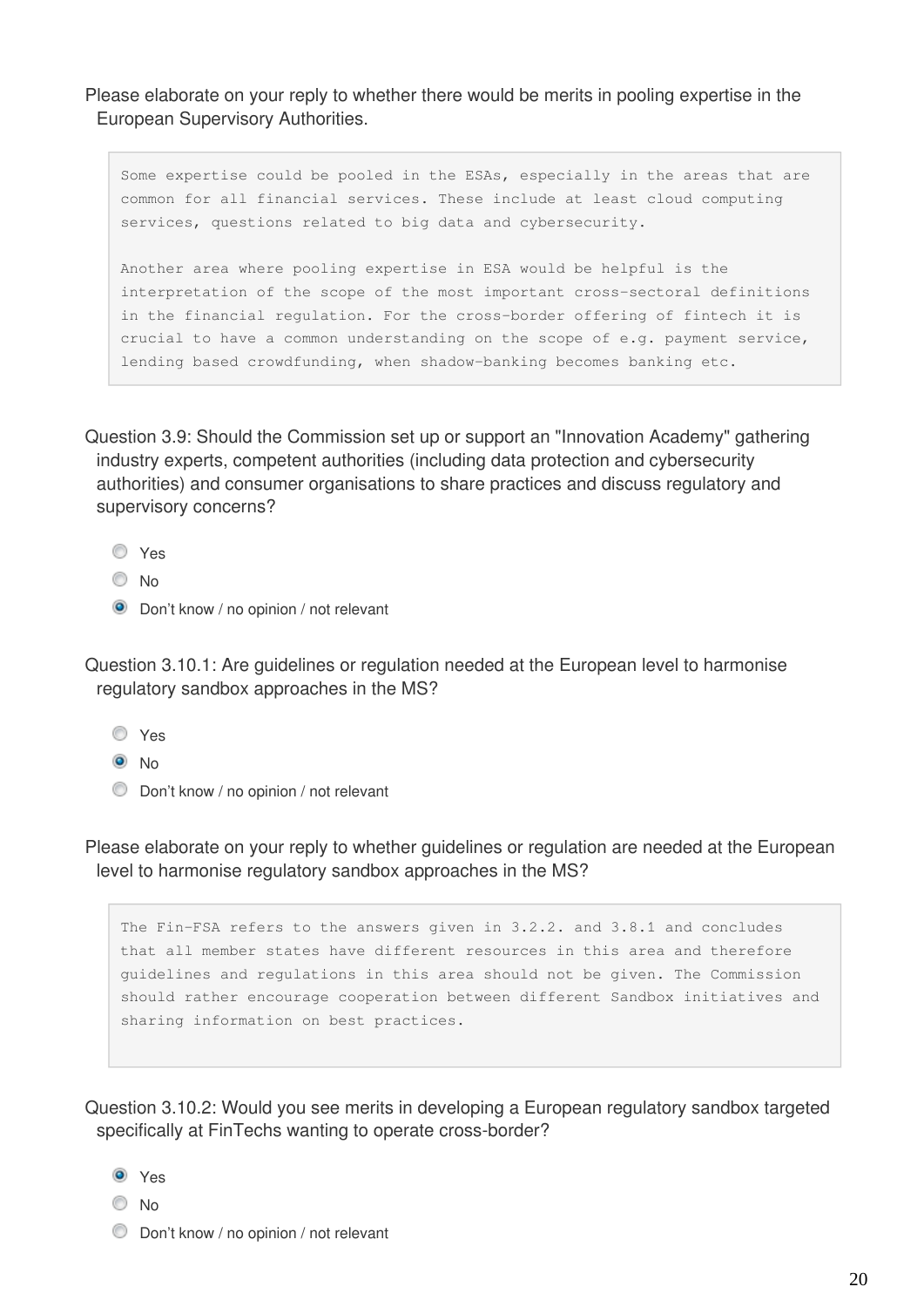Please elaborate on your reply to whether there would be merits in pooling expertise in the European Supervisory Authorities.

```
Some expertise could be pooled in the ESAs, especially in the areas that are
common for all financial services. These include at least cloud computing
services, questions related to big data and cybersecurity.

Another area where pooling expertise in ESA would be helpful is the
interpretation of the scope of the most important cross-sectoral definitions
in the financial regulation. For the cross-border offering of fintech it is
crucial to have a common understanding on the scope of e.g. payment service,
lending based crowdfunding, when shadow-banking becomes banking etc.
```

Question 3.9: Should the Commission set up or support an "Innovation Academy" gathering industry experts, competent authorities (including data protection and cybersecurity authorities) and consumer organisations to share practices and discuss regulatory and supervisory concerns?

- ○ Yes
- ○ No
- ● Don't know / no opinion / not relevant

Question 3.10.1: Are guidelines or regulation needed at the European level to harmonise regulatory sandbox approaches in the MS?

- ○ Yes
- ● No
- ○ Don't know / no opinion / not relevant

Please elaborate on your reply to whether guidelines or regulation are needed at the European level to harmonise regulatory sandbox approaches in the MS?

```
The Fin-FSA refers to the answers given in 3.2.2. and 3.8.1 and concludes
that all member states have different resources in this area and therefore
guidelines and regulations in this area should not be given. The Commission
should rather encourage cooperation between different Sandbox initiatives and
sharing information on best practices.
```

Question 3.10.2: Would you see merits in developing a European regulatory sandbox targeted specifically at FinTechs wanting to operate cross-border?

- ● Yes
- ○ No
- ○ Don't know / no opinion / not relevant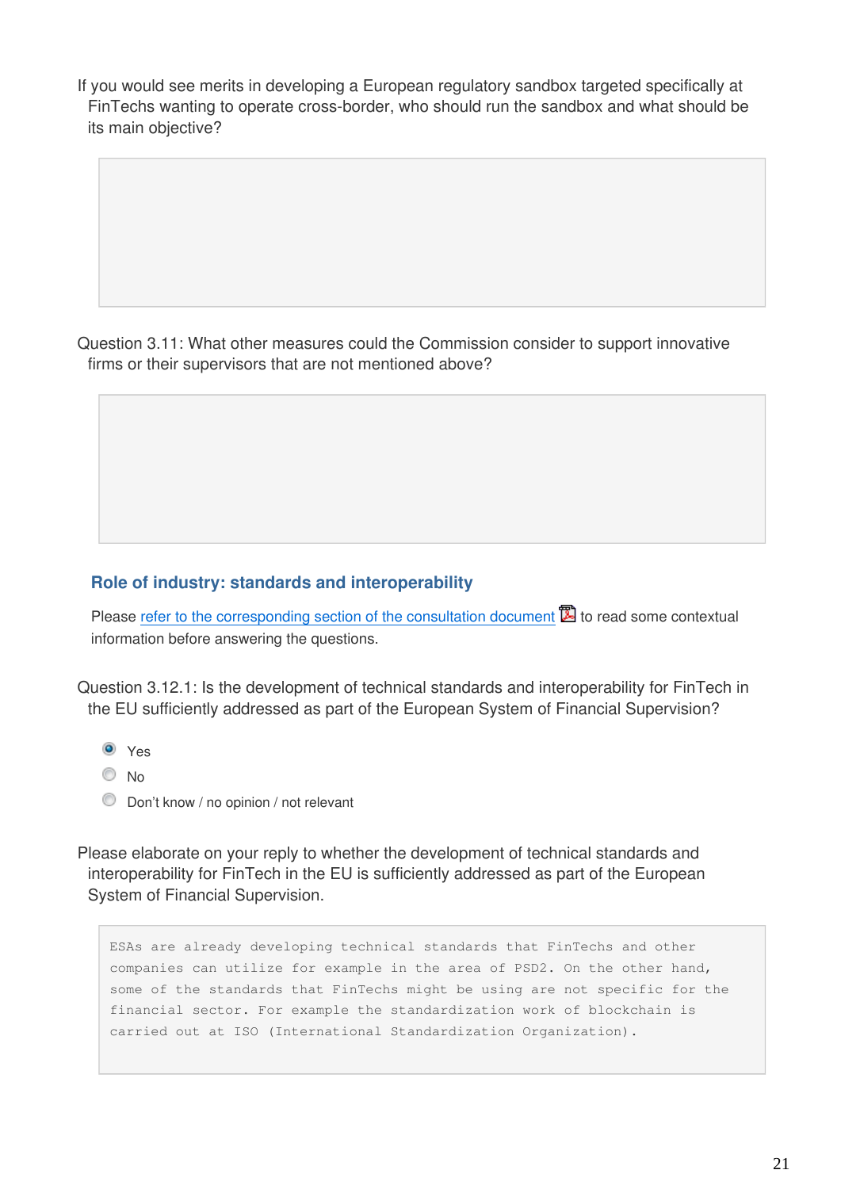If you would see merits in developing a European regulatory sandbox targeted specifically at FinTechs wanting to operate cross-border, who should run the sandbox and what should be its main objective?

Question 3.11: What other measures could the Commission consider to support innovative firms or their supervisors that are not mentioned above?

### Role of industry: standards and interoperability

Please refer to the corresponding section of the consultation document to read some contextual information before answering the questions.

Question 3.12.1: Is the development of technical standards and interoperability for FinTech in the EU sufficiently addressed as part of the European System of Financial Supervision?

- (x) Yes
- ( ) No
- ( ) Don't know / no opinion / not relevant

Please elaborate on your reply to whether the development of technical standards and interoperability for FinTech in the EU is sufficiently addressed as part of the European System of Financial Supervision.

ESAs are already developing technical standards that FinTechs and other companies can utilize for example in the area of PSD2. On the other hand, some of the standards that FinTechs might be using are not specific for the financial sector. For example the standardization work of blockchain is carried out at ISO (International Standardization Organization).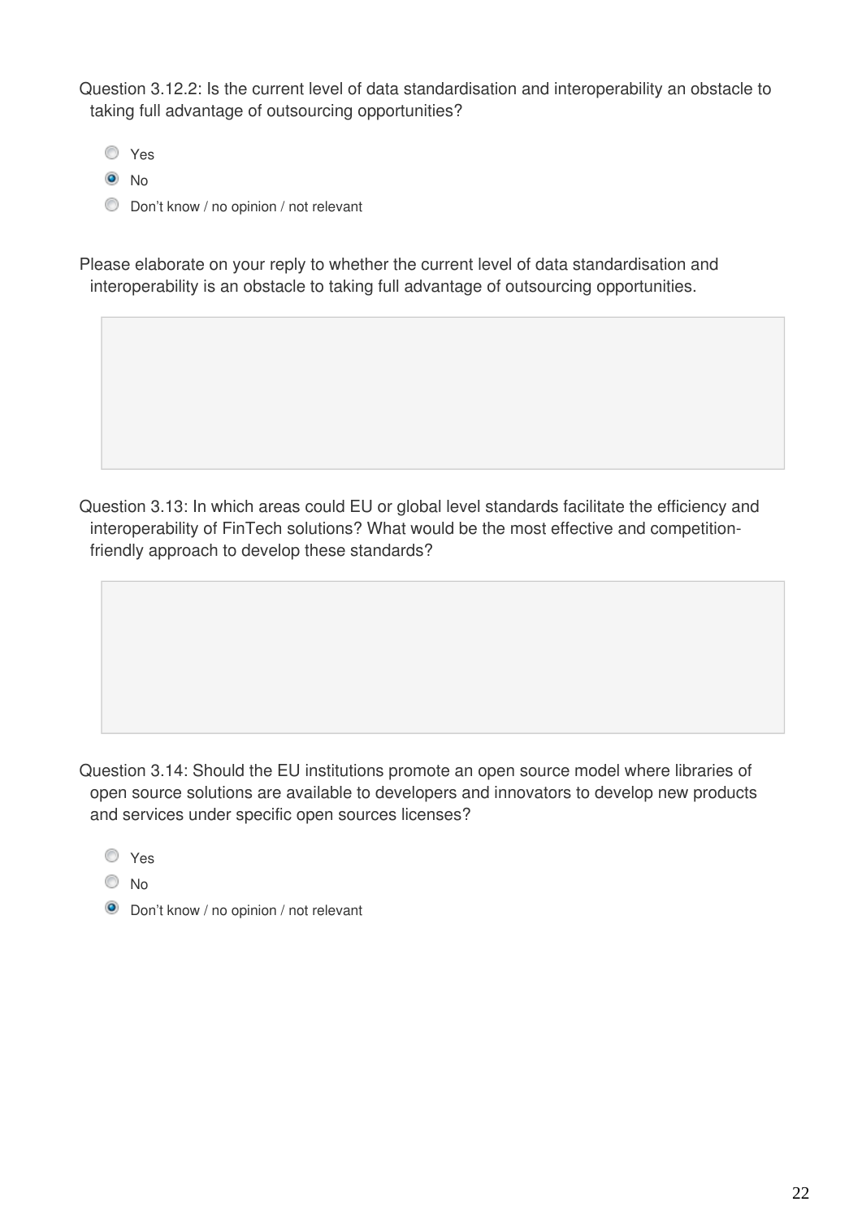Question 3.12.2: Is the current level of data standardisation and interoperability an obstacle to taking full advantage of outsourcing opportunities?

- ○ Yes
- ◉ No
- ○ Don't know / no opinion / not relevant

Please elaborate on your reply to whether the current level of data standardisation and interoperability is an obstacle to taking full advantage of outsourcing opportunities.

Question 3.13: In which areas could EU or global level standards facilitate the efficiency and interoperability of FinTech solutions? What would be the most effective and competition-friendly approach to develop these standards?

Question 3.14: Should the EU institutions promote an open source model where libraries of open source solutions are available to developers and innovators to develop new products and services under specific open sources licenses?

- ○ Yes
- ○ No
- ◉ Don't know / no opinion / not relevant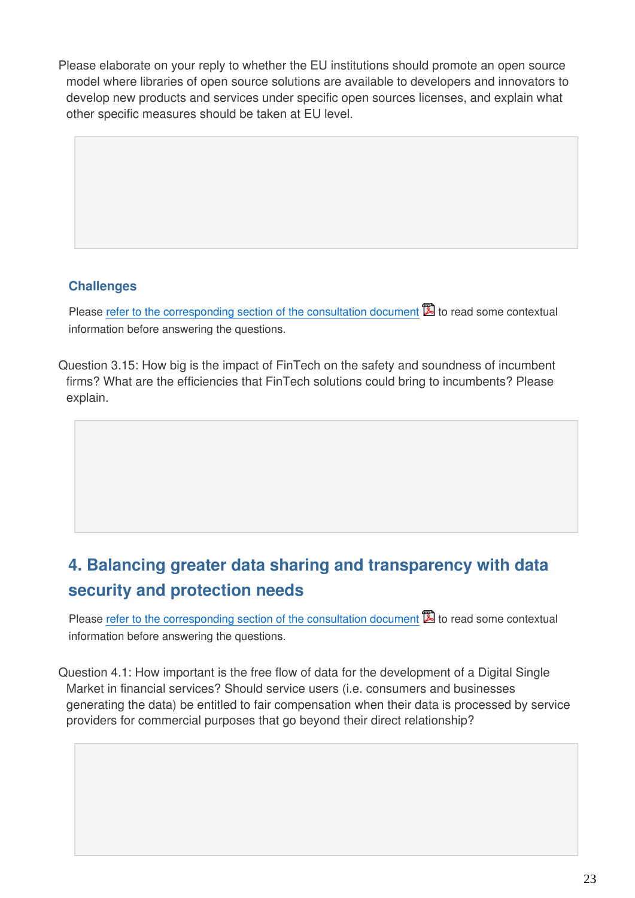Please elaborate on your reply to whether the EU institutions should promote an open source model where libraries of open source solutions are available to developers and innovators to develop new products and services under specific open sources licenses, and explain what other specific measures should be taken at EU level.

### Challenges

Please refer to the corresponding section of the consultation document to read some contextual information before answering the questions.

Question 3.15: How big is the impact of FinTech on the safety and soundness of incumbent firms? What are the efficiencies that FinTech solutions could bring to incumbents? Please explain.

## 4. Balancing greater data sharing and transparency with data security and protection needs

Please refer to the corresponding section of the consultation document to read some contextual information before answering the questions.

Question 4.1: How important is the free flow of data for the development of a Digital Single Market in financial services? Should service users (i.e. consumers and businesses generating the data) be entitled to fair compensation when their data is processed by service providers for commercial purposes that go beyond their direct relationship?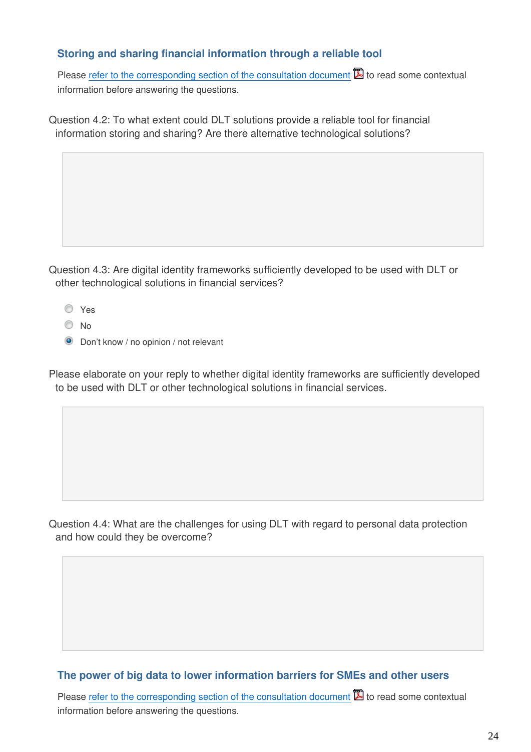### Storing and sharing financial information through a reliable tool

Please refer to the corresponding section of the consultation document to read some contextual information before answering the questions.

Question 4.2: To what extent could DLT solutions provide a reliable tool for financial information storing and sharing? Are there alternative technological solutions?

Question 4.3: Are digital identity frameworks sufficiently developed to be used with DLT or other technological solutions in financial services?

- ○ Yes
- ○ No
- ● Don't know / no opinion / not relevant

Please elaborate on your reply to whether digital identity frameworks are sufficiently developed to be used with DLT or other technological solutions in financial services.

Question 4.4: What are the challenges for using DLT with regard to personal data protection and how could they be overcome?

### The power of big data to lower information barriers for SMEs and other users

Please refer to the corresponding section of the consultation document to read some contextual information before answering the questions.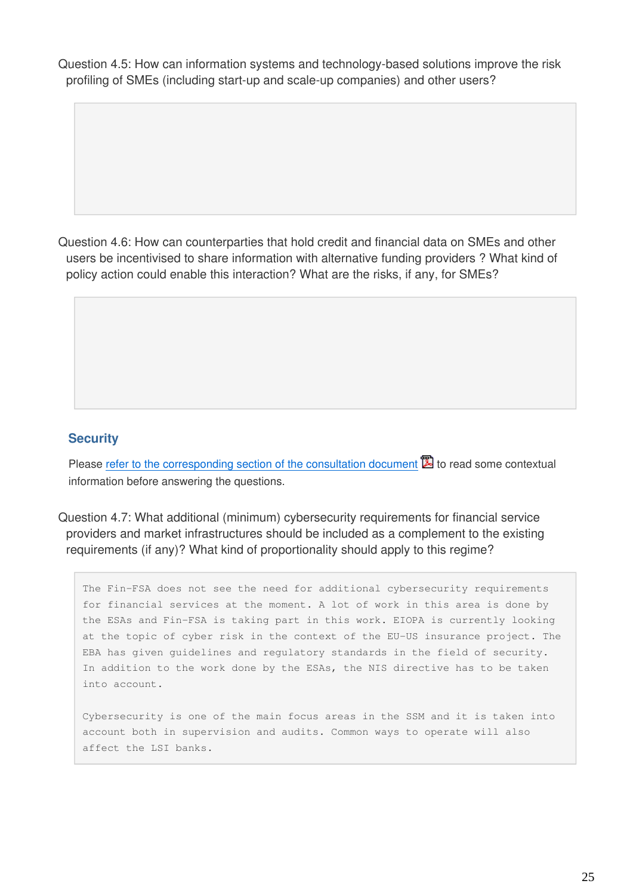Question 4.5: How can information systems and technology-based solutions improve the risk profiling of SMEs (including start-up and scale-up companies) and other users?

Question 4.6: How can counterparties that hold credit and financial data on SMEs and other users be incentivised to share information with alternative funding providers ? What kind of policy action could enable this interaction? What are the risks, if any, for SMEs?

## Security

Please refer to the corresponding section of the consultation document to read some contextual information before answering the questions.

Question 4.7: What additional (minimum) cybersecurity requirements for financial service providers and market infrastructures should be included as a complement to the existing requirements (if any)? What kind of proportionality should apply to this regime?

The Fin-FSA does not see the need for additional cybersecurity requirements for financial services at the moment. A lot of work in this area is done by the ESAs and Fin-FSA is taking part in this work. EIOPA is currently looking at the topic of cyber risk in the context of the EU-US insurance project. The EBA has given guidelines and regulatory standards in the field of security. In addition to the work done by the ESAs, the NIS directive has to be taken into account.

Cybersecurity is one of the main focus areas in the SSM and it is taken into account both in supervision and audits. Common ways to operate will also affect the LSI banks.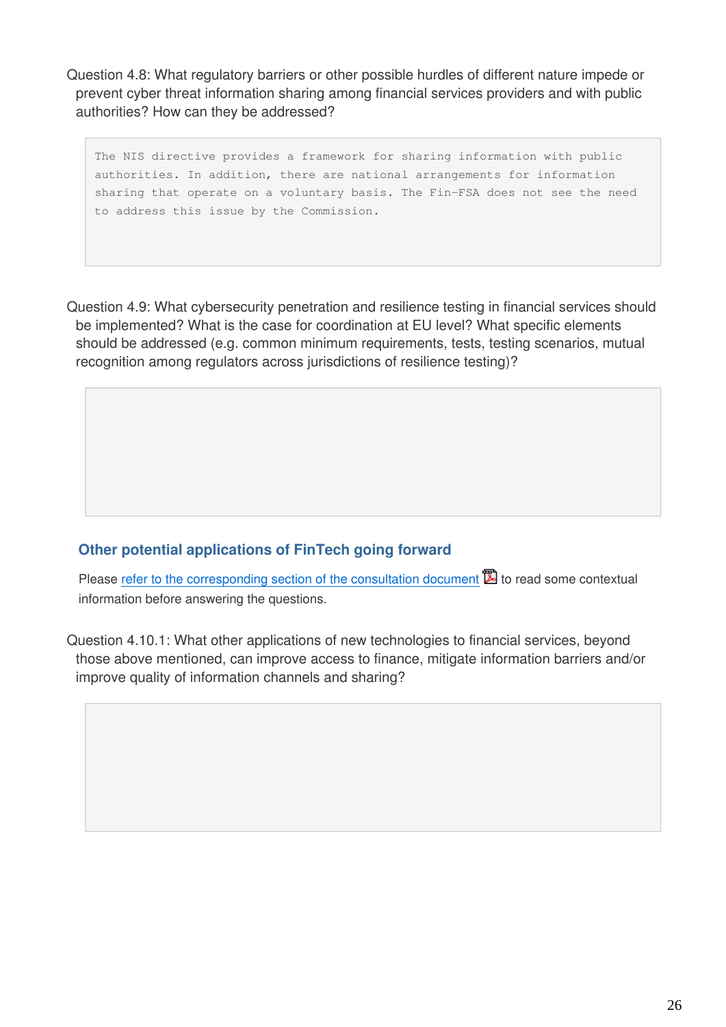Question 4.8: What regulatory barriers or other possible hurdles of different nature impede or prevent cyber threat information sharing among financial services providers and with public authorities? How can they be addressed?

```
The NIS directive provides a framework for sharing information with public
authorities. In addition, there are national arrangements for information
sharing that operate on a voluntary basis. The Fin-FSA does not see the need
to address this issue by the Commission.
```

Question 4.9: What cybersecurity penetration and resilience testing in financial services should be implemented? What is the case for coordination at EU level? What specific elements should be addressed (e.g. common minimum requirements, tests, testing scenarios, mutual recognition among regulators across jurisdictions of resilience testing)?

### Other potential applications of FinTech going forward

Please refer to the corresponding section of the consultation document to read some contextual information before answering the questions.

Question 4.10.1: What other applications of new technologies to financial services, beyond those above mentioned, can improve access to finance, mitigate information barriers and/or improve quality of information channels and sharing?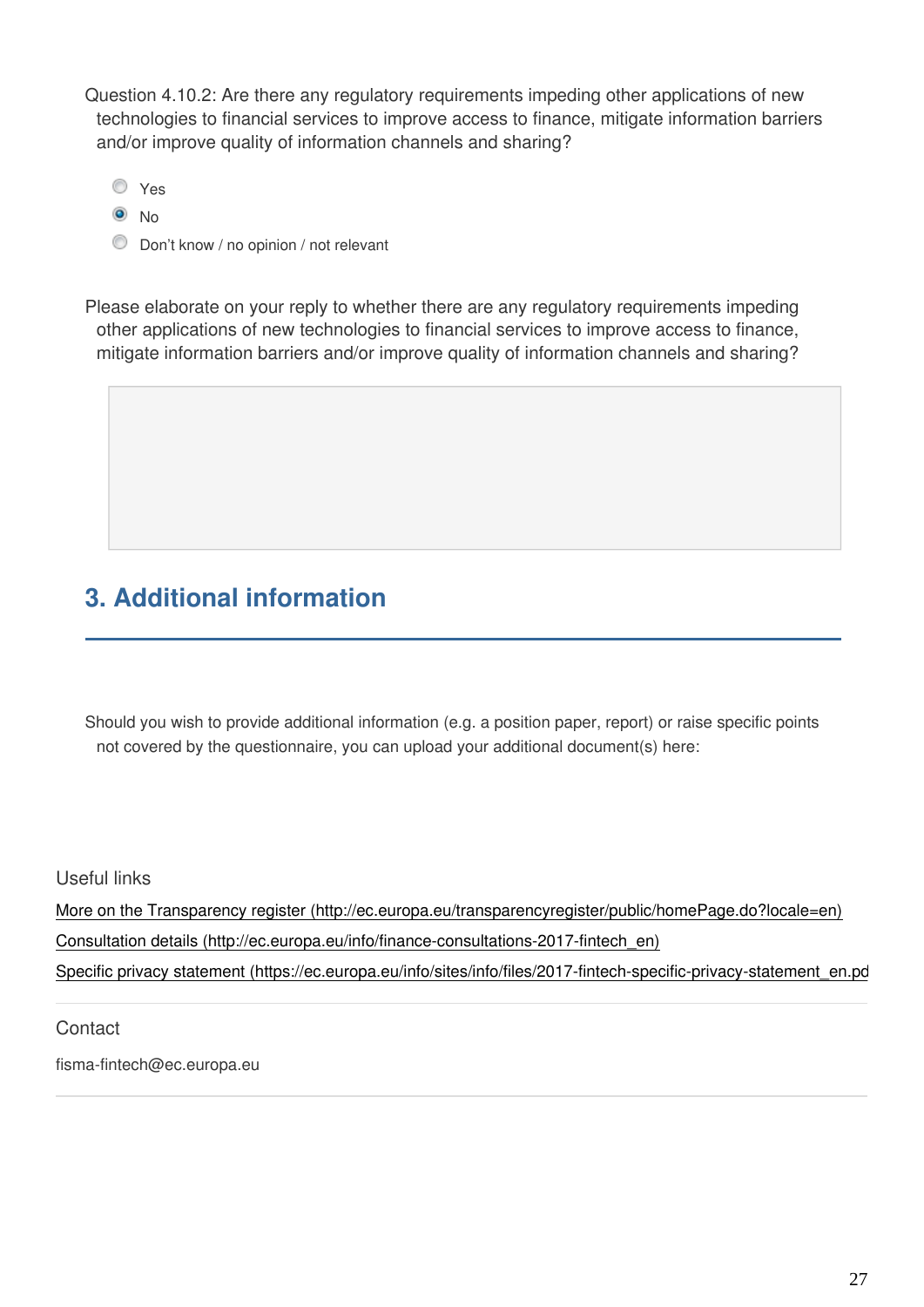Question 4.10.2: Are there any regulatory requirements impeding other applications of new technologies to financial services to improve access to finance, mitigate information barriers and/or improve quality of information channels and sharing?

- ○ Yes
- ● No
- ○ Don't know / no opinion / not relevant

Please elaborate on your reply to whether there are any regulatory requirements impeding other applications of new technologies to financial services to improve access to finance, mitigate information barriers and/or improve quality of information channels and sharing?

## 3. Additional information

Should you wish to provide additional information (e.g. a position paper, report) or raise specific points not covered by the questionnaire, you can upload your additional document(s) here:

Useful links

More on the Transparency register (http://ec.europa.eu/transparencyregister/public/homePage.do?locale=en)

Consultation details (http://ec.europa.eu/info/finance-consultations-2017-fintech_en)

Specific privacy statement (https://ec.europa.eu/info/sites/info/files/2017-fintech-specific-privacy-statement_en.pd

Contact

fisma-fintech@ec.europa.eu